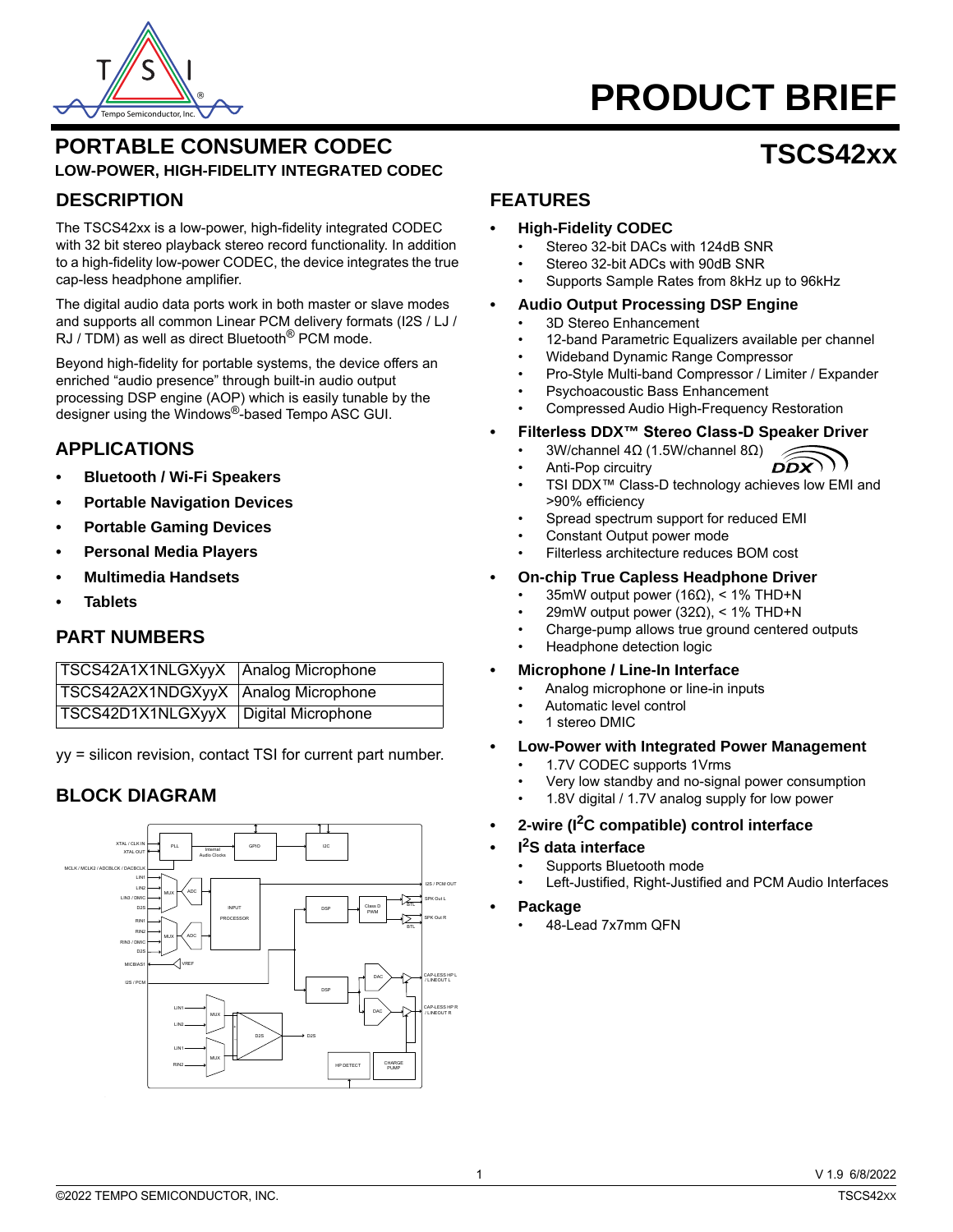# PRODUCT BRIEF

## PORTABLE CONSUMER CODEC

**LOW-POWER, HIGH-FIDELITY INTEGRATED CODEC**

# TSCS42xx

## DESCRIPTION

The TSCS42xx is a low-power, high-fidelity integrated CODEC with 32 bit stereo playback stereo record functionality. In addition to a high-fidelity low-power CODEC, the device integrates the true cap-less headphone amplifier.

The digital audio data ports work in both master or slave modes and supports all common Linear PCM delivery formats (I2S / LJ / RJ / TDM) as well as direct Bluetooth® PCM mode.

Beyond high-fidelity for portable systems, the device offers an enriched "audio presence" through built-in audio output processing DSP engine (AOP) which is easily tunable by the designer using the Windows®-based Tempo ASC GUI.

## APPLICATIONS

- **Bluetooth / Wi-Fi Speakers**
- **Portable Navigation Devices**
- **Portable Gaming Devices**
- **Personal Media Players**
- **Multimedia Handsets**
- **Tablets**

## PART NUMBERS

| | |
|---|---|
| TSCS42A1X1NLGXyyX | Analog Microphone |
| TSCS42A2X1NDGXyyX | Analog Microphone |
| TSCS42D1X1NLGXyyX | Digital Microphone |

yy = silicon revision, contact TSI for current part number.

## BLOCK DIAGRAM

## FEATURES

- **High-Fidelity CODEC**
  - Stereo 32-bit DACs with 124dB SNR
  - Stereo 32-bit ADCs with 90dB SNR
  - Supports Sample Rates from 8kHz up to 96kHz
- **Audio Output Processing DSP Engine**
  - 3D Stereo Enhancement
  - 12-band Parametric Equalizers available per channel
  - Wideband Dynamic Range Compressor
  - Pro-Style Multi-band Compressor / Limiter / Expander
  - Psychoacoustic Bass Enhancement
  - Compressed Audio High-Frequency Restoration
- **Filterless DDX™ Stereo Class-D Speaker Driver**
  - 3W/channel 4Ω (1.5W/channel 8Ω)
  - Anti-Pop circuitry
  - TSI DDX™ Class-D technology achieves low EMI and >90% efficiency
  - Spread spectrum support for reduced EMI
  - Constant Output power mode
  - Filterless architecture reduces BOM cost
- **On-chip True Capless Headphone Driver**
  - 35mW output power (16Ω), < 1% THD+N
  - 29mW output power (32Ω), < 1% THD+N
  - Charge-pump allows true ground centered outputs
  - Headphone detection logic
- **Microphone / Line-In Interface**
  - Analog microphone or line-in inputs
  - Automatic level control
  - 1 stereo DMIC
- **Low-Power with Integrated Power Management**
  - 1.7V CODEC supports 1Vrms
  - Very low standby and no-signal power consumption
  - 1.8V digital / 1.7V analog supply for low power
- **2-wire (I²C compatible) control interface**
- **I²S data interface**
  - Supports Bluetooth mode
  - Left-Justified, Right-Justified and PCM Audio Interfaces
- **Package**
  - 48-Lead 7x7mm QFN

V 1.9 6/8/2022

©2022 TEMPO SEMICONDUCTOR, INC.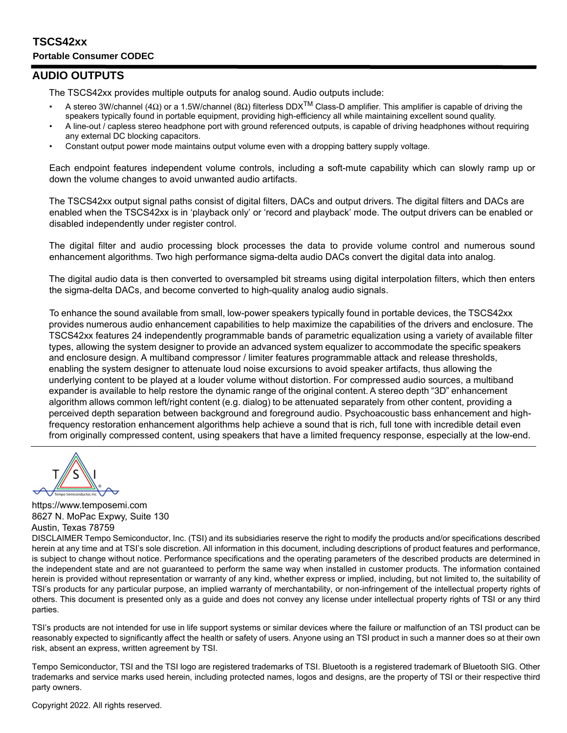## AUDIO OUTPUTS

The TSCS42xx provides multiple outputs for analog sound. Audio outputs include:

- A stereo 3W/channel (4Ω) or a 1.5W/channel (8Ω) filterless DDX™ Class-D amplifier. This amplifier is capable of driving the speakers typically found in portable equipment, providing high-efficiency all while maintaining excellent sound quality.
- A line-out / capless stereo headphone port with ground referenced outputs, is capable of driving headphones without requiring any external DC blocking capacitors.
- Constant output power mode maintains output volume even with a dropping battery supply voltage.

Each endpoint features independent volume controls, including a soft-mute capability which can slowly ramp up or down the volume changes to avoid unwanted audio artifacts.

The TSCS42xx output signal paths consist of digital filters, DACs and output drivers. The digital filters and DACs are enabled when the TSCS42xx is in 'playback only' or 'record and playback' mode. The output drivers can be enabled or disabled independently under register control.

The digital filter and audio processing block processes the data to provide volume control and numerous sound enhancement algorithms. Two high performance sigma-delta audio DACs convert the digital data into analog.

The digital audio data is then converted to oversampled bit streams using digital interpolation filters, which then enters the sigma-delta DACs, and become converted to high-quality analog audio signals.

To enhance the sound available from small, low-power speakers typically found in portable devices, the TSCS42xx provides numerous audio enhancement capabilities to help maximize the capabilities of the drivers and enclosure. The TSCS42xx features 24 independently programmable bands of parametric equalization using a variety of available filter types, allowing the system designer to provide an advanced system equalizer to accommodate the specific speakers and enclosure design. A multiband compressor / limiter features programmable attack and release thresholds, enabling the system designer to attenuate loud noise excursions to avoid speaker artifacts, thus allowing the underlying content to be played at a louder volume without distortion. For compressed audio sources, a multiband expander is available to help restore the dynamic range of the original content. A stereo depth "3D" enhancement algorithm allows common left/right content (e.g. dialog) to be attenuated separately from other content, providing a perceived depth separation between background and foreground audio. Psychoacoustic bass enhancement and high-frequency restoration enhancement algorithms help achieve a sound that is rich, full tone with incredible detail even from originally compressed content, using speakers that have a limited frequency response, especially at the low-end.

---

https://www.temposemi.com
8627 N. MoPac Expwy, Suite 130
Austin, Texas 78759

DISCLAIMER Tempo Semiconductor, Inc. (TSI) and its subsidiaries reserve the right to modify the products and/or specifications described herein at any time and at TSI's sole discretion. All information in this document, including descriptions of product features and performance, is subject to change without notice. Performance specifications and the operating parameters of the described products are determined in the independent state and are not guaranteed to perform the same way when installed in customer products. The information contained herein is provided without representation or warranty of any kind, whether express or implied, including, but not limited to, the suitability of TSI's products for any particular purpose, an implied warranty of merchantability, or non-infringement of the intellectual property rights of others. This document is presented only as a guide and does not convey any license under intellectual property rights of TSI or any third parties.

TSI's products are not intended for use in life support systems or similar devices where the failure or malfunction of an TSI product can be reasonably expected to significantly affect the health or safety of users. Anyone using an TSI product in such a manner does so at their own risk, absent an express, written agreement by TSI.

Tempo Semiconductor, TSI and the TSI logo are registered trademarks of TSI. Bluetooth is a registered trademark of Bluetooth SIG. Other trademarks and service marks used herein, including protected names, logos and designs, are the property of TSI or their respective third party owners.

Copyright 2022. All rights reserved.